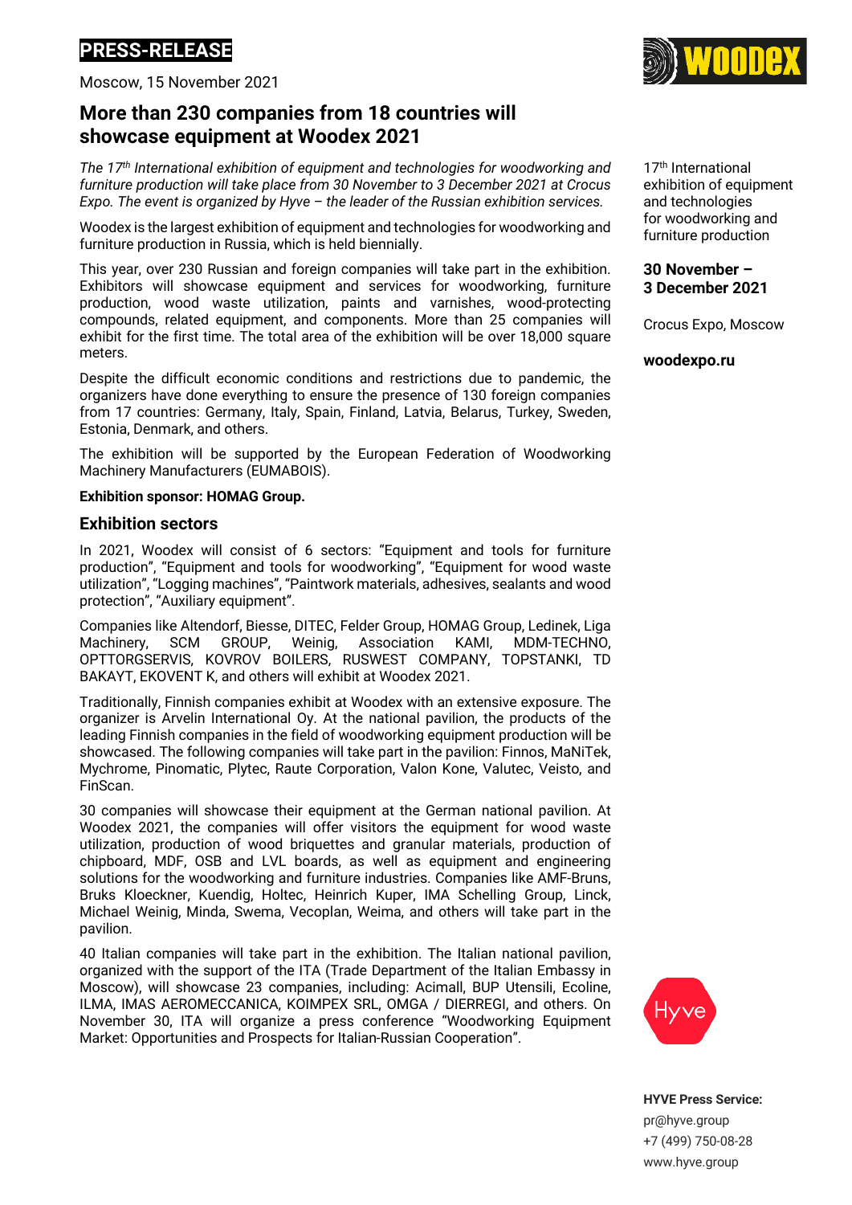**PRESS-RELEASE**

Moscow, 15 November 2021

# More than 230 companies from 18 countries will showcase equipment at Woodex 2021

17th International exhibition of equipment and technologies for woodworking and furniture production

**30 November – 3 December 2021**

Crocus Expo, Moscow

**woodexpo.ru**

*The 17th International exhibition of equipment and technologies for woodworking and furniture production will take place from 30 November to 3 December 2021 at Crocus Expo. The event is organized by Hyve – the leader of the Russian exhibition services.*

Woodex is the largest exhibition of equipment and technologies for woodworking and furniture production in Russia, which is held biennially.

This year, over 230 Russian and foreign companies will take part in the exhibition. Exhibitors will showcase equipment and services for woodworking, furniture production, wood waste utilization, paints and varnishes, wood-protecting compounds, related equipment, and components. More than 25 companies will exhibit for the first time. The total area of the exhibition will be over 18,000 square meters.

Despite the difficult economic conditions and restrictions due to pandemic, the organizers have done everything to ensure the presence of 130 foreign companies from 17 countries: Germany, Italy, Spain, Finland, Latvia, Belarus, Turkey, Sweden, Estonia, Denmark, and others.

The exhibition will be supported by the European Federation of Woodworking Machinery Manufacturers (EUMABOIS).

**Exhibition sponsor: HOMAG Group.**

## Exhibition sectors

In 2021, Woodex will consist of 6 sectors: "Equipment and tools for furniture production", "Equipment and tools for woodworking", "Equipment for wood waste utilization", "Logging machines", "Paintwork materials, adhesives, sealants and wood protection", "Auxiliary equipment".

Companies like Altendorf, Biesse, DITEC, Felder Group, HOMAG Group, Ledinek, Liga Machinery, SCM GROUP, Weinig, Association KAMI, MDM-TECHNO, OPTTORGSERVIS, KOVROV BOILERS, RUSWEST COMPANY, TOPSTANKI, TD BAKAYT, EKOVENT K, and others will exhibit at Woodex 2021.

Traditionally, Finnish companies exhibit at Woodex with an extensive exposure. The organizer is Arvelin International Oy. At the national pavilion, the products of the leading Finnish companies in the field of woodworking equipment production will be showcased. The following companies will take part in the pavilion: Finnos, MaNiTek, Mychrome, Pinomatic, Plytec, Raute Corporation, Valon Kone, Valutec, Veisto, and FinScan.

30 companies will showcase their equipment at the German national pavilion. At Woodex 2021, the companies will offer visitors the equipment for wood waste utilization, production of wood briquettes and granular materials, production of chipboard, MDF, OSB and LVL boards, as well as equipment and engineering solutions for the woodworking and furniture industries. Companies like AMF-Bruns, Bruks Kloeckner, Kuendig, Holtec, Heinrich Kuper, IMA Schelling Group, Linck, Michael Weinig, Minda, Swema, Vecoplan, Weima, and others will take part in the pavilion.

40 Italian companies will take part in the exhibition. The Italian national pavilion, organized with the support of the ITA (Trade Department of the Italian Embassy in Moscow), will showcase 23 companies, including: Acimall, BUP Utensili, Ecoline, ILMA, IMAS AEROMECCANICA, KOIMPEX SRL, OMGA / DIERREGI, and others. On November 30, ITA will organize a press conference "Woodworking Equipment Market: Opportunities and Prospects for Italian-Russian Cooperation".

**HYVE Press Service:**
pr@hyve.group
+7 (499) 750-08-28
www.hyve.group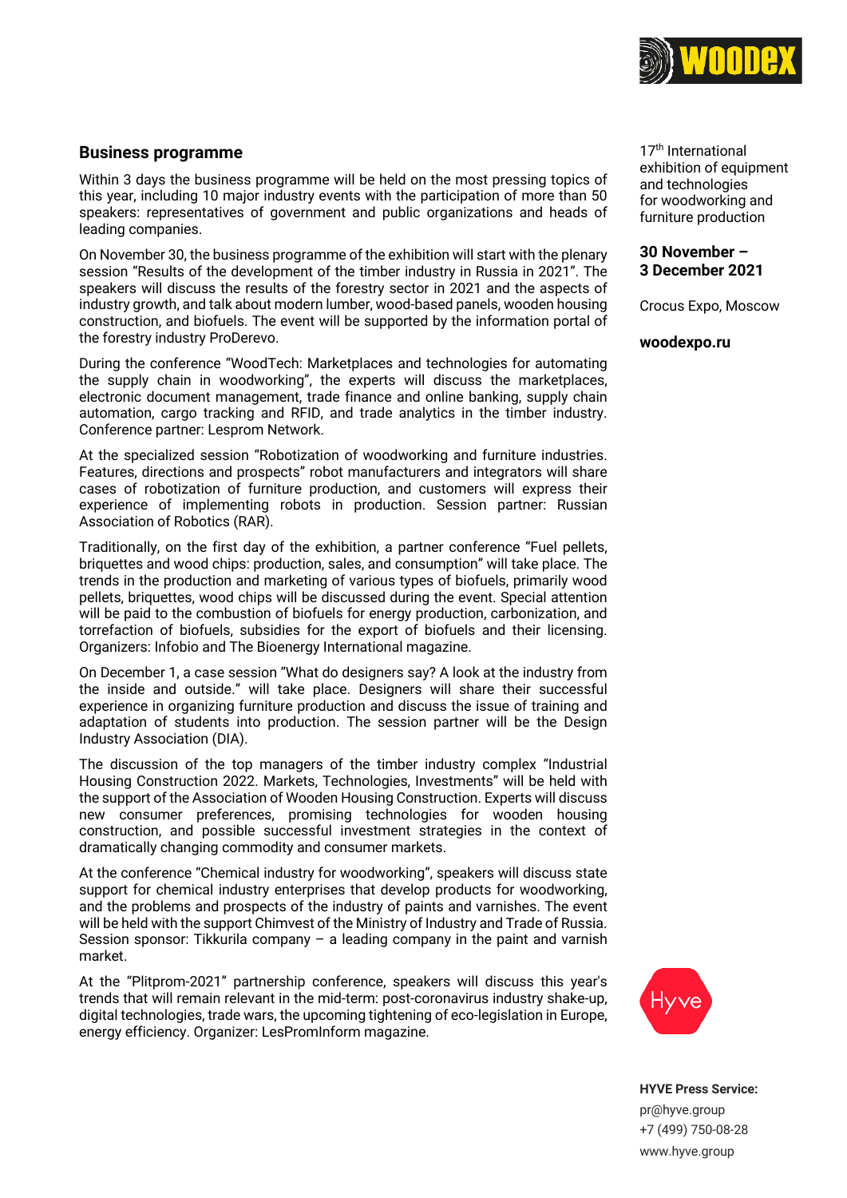## Business programme

Within 3 days the business programme will be held on the most pressing topics of this year, including 10 major industry events with the participation of more than 50 speakers: representatives of government and public organizations and heads of leading companies.

On November 30, the business programme of the exhibition will start with the plenary session "Results of the development of the timber industry in Russia in 2021". The speakers will discuss the results of the forestry sector in 2021 and the aspects of industry growth, and talk about modern lumber, wood-based panels, wooden housing construction, and biofuels. The event will be supported by the information portal of the forestry industry ProDerevo.

During the conference "WoodTech: Marketplaces and technologies for automating the supply chain in woodworking", the experts will discuss the marketplaces, electronic document management, trade finance and online banking, supply chain automation, cargo tracking and RFID, and trade analytics in the timber industry. Conference partner: Lesprom Network.

At the specialized session "Robotization of woodworking and furniture industries. Features, directions and prospects" robot manufacturers and integrators will share cases of robotization of furniture production, and customers will express their experience of implementing robots in production. Session partner: Russian Association of Robotics (RAR).

Traditionally, on the first day of the exhibition, a partner conference "Fuel pellets, briquettes and wood chips: production, sales, and consumption" will take place. The trends in the production and marketing of various types of biofuels, primarily wood pellets, briquettes, wood chips will be discussed during the event. Special attention will be paid to the combustion of biofuels for energy production, carbonization, and torrefaction of biofuels, subsidies for the export of biofuels and their licensing. Organizers: Infobio and The Bioenergy International magazine.

On December 1, a case session "What do designers say? A look at the industry from the inside and outside." will take place. Designers will share their successful experience in organizing furniture production and discuss the issue of training and adaptation of students into production. The session partner will be the Design Industry Association (DIA).

The discussion of the top managers of the timber industry complex "Industrial Housing Construction 2022. Markets, Technologies, Investments" will be held with the support of the Association of Wooden Housing Construction. Experts will discuss new consumer preferences, promising technologies for wooden housing construction, and possible successful investment strategies in the context of dramatically changing commodity and consumer markets.

At the conference "Chemical industry for woodworking", speakers will discuss state support for chemical industry enterprises that develop products for woodworking, and the problems and prospects of the industry of paints and varnishes. The event will be held with the support Chimvest of the Ministry of Industry and Trade of Russia. Session sponsor: Tikkurila company – a leading company in the paint and varnish market.

At the "Plitprom-2021" partnership conference, speakers will discuss this year's trends that will remain relevant in the mid-term: post-coronavirus industry shake-up, digital technologies, trade wars, the upcoming tightening of eco-legislation in Europe, energy efficiency. Organizer: LesPromInform magazine.

17th International exhibition of equipment and technologies for woodworking and furniture production

**30 November – 3 December 2021**

Crocus Expo, Moscow

**woodexpo.ru**

**HYVE Press Service:**
pr@hyve.group
+7 (499) 750-08-28
www.hyve.group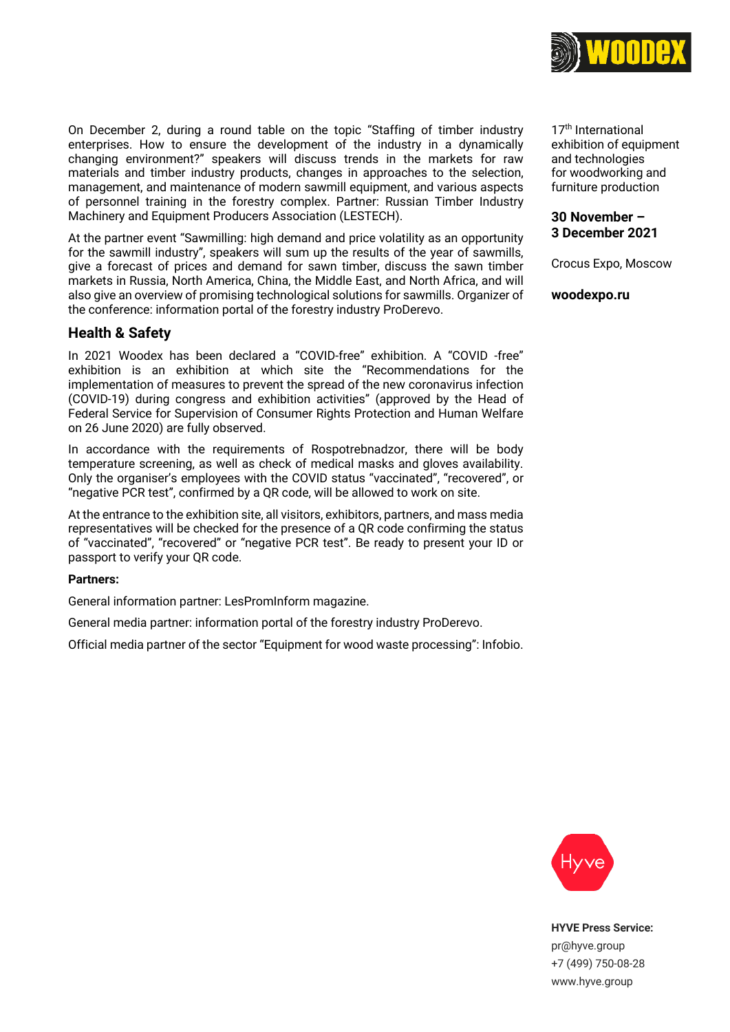On December 2, during a round table on the topic "Staffing of timber industry enterprises. How to ensure the development of the industry in a dynamically changing environment?" speakers will discuss trends in the markets for raw materials and timber industry products, changes in approaches to the selection, management, and maintenance of modern sawmill equipment, and various aspects of personnel training in the forestry complex. Partner: Russian Timber Industry Machinery and Equipment Producers Association (LESTECH).

At the partner event "Sawmilling: high demand and price volatility as an opportunity for the sawmill industry", speakers will sum up the results of the year of sawmills, give a forecast of prices and demand for sawn timber, discuss the sawn timber markets in Russia, North America, China, the Middle East, and North Africa, and will also give an overview of promising technological solutions for sawmills. Organizer of the conference: information portal of the forestry industry ProDerevo.

## Health & Safety

In 2021 Woodex has been declared a "COVID-free" exhibition. A "COVID -free" exhibition is an exhibition at which site the "Recommendations for the implementation of measures to prevent the spread of the new coronavirus infection (COVID-19) during congress and exhibition activities" (approved by the Head of Federal Service for Supervision of Consumer Rights Protection and Human Welfare on 26 June 2020) are fully observed.

In accordance with the requirements of Rospotrebnadzor, there will be body temperature screening, as well as check of medical masks and gloves availability. Only the organiser's employees with the COVID status "vaccinated", "recovered", or "negative PCR test", confirmed by a QR code, will be allowed to work on site.

At the entrance to the exhibition site, all visitors, exhibitors, partners, and mass media representatives will be checked for the presence of a QR code confirming the status of "vaccinated", "recovered" or "negative PCR test". Be ready to present your ID or passport to verify your QR code.

**Partners:**

General information partner: LesPromInform magazine.

General media partner: information portal of the forestry industry ProDerevo.

Official media partner of the sector "Equipment for wood waste processing": Infobio.

17th International exhibition of equipment and technologies for woodworking and furniture production

**30 November – 3 December 2021**

Crocus Expo, Moscow

**woodexpo.ru**

**HYVE Press Service:**
pr@hyve.group
+7 (499) 750-08-28
www.hyve.group